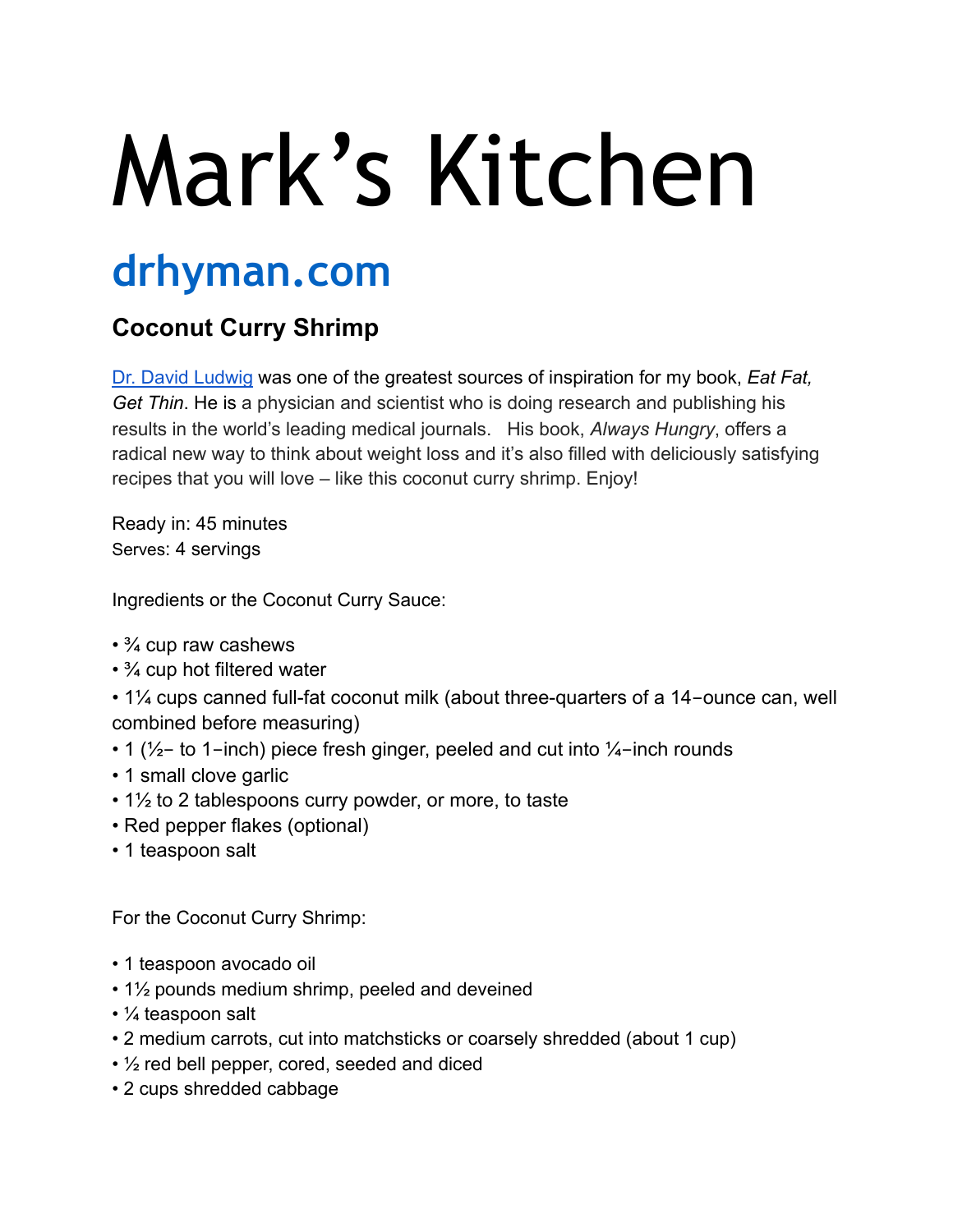# Mark's Kitchen

## drhyman.com

### Coconut Curry Shrimp

Dr. David Ludwig was one of the greatest sources of inspiration for my book, *Eat Fat, Get Thin*. He is a physician and scientist who is doing research and publishing his results in the world's leading medical journals.   His book, *Always Hungry*, offers a radical new way to think about weight loss and it's also filled with deliciously satisfying recipes that you will love – like this coconut curry shrimp. Enjoy!

Ready in: 45 minutes
Serves: 4 servings

Ingredients or the Coconut Curry Sauce:

- ¾ cup raw cashews
- ¾ cup hot filtered water
- 1¼ cups canned full-fat coconut milk (about three-quarters of a 14-ounce can, well combined before measuring)
- 1 (½- to 1-inch) piece fresh ginger, peeled and cut into ¼-inch rounds
- 1 small clove garlic
- 1½ to 2 tablespoons curry powder, or more, to taste
- Red pepper flakes (optional)
- 1 teaspoon salt

For the Coconut Curry Shrimp:

- 1 teaspoon avocado oil
- 1½ pounds medium shrimp, peeled and deveined
- ¼ teaspoon salt
- 2 medium carrots, cut into matchsticks or coarsely shredded (about 1 cup)
- ½ red bell pepper, cored, seeded and diced
- 2 cups shredded cabbage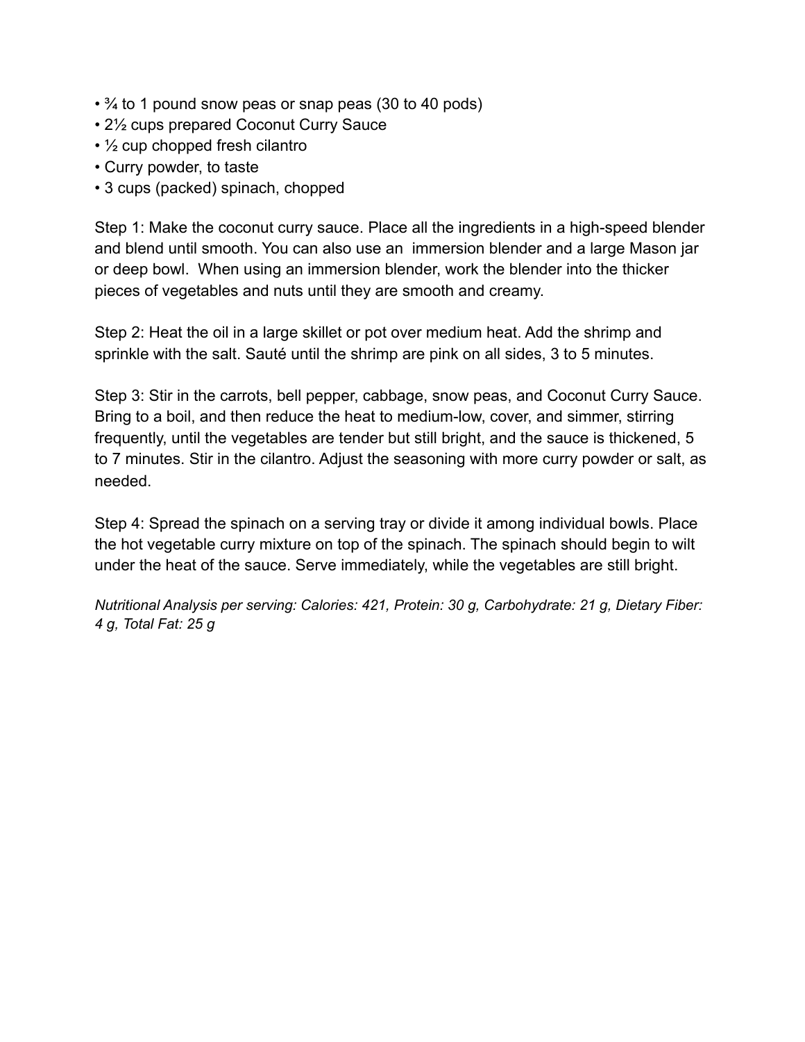- ¾ to 1 pound snow peas or snap peas (30 to 40 pods)
- 2½ cups prepared Coconut Curry Sauce
- ½ cup chopped fresh cilantro
- Curry powder, to taste
- 3 cups (packed) spinach, chopped

Step 1: Make the coconut curry sauce. Place all the ingredients in a high-speed blender and blend until smooth. You can also use an immersion blender and a large Mason jar or deep bowl. When using an immersion blender, work the blender into the thicker pieces of vegetables and nuts until they are smooth and creamy.

Step 2: Heat the oil in a large skillet or pot over medium heat. Add the shrimp and sprinkle with the salt. Sauté until the shrimp are pink on all sides, 3 to 5 minutes.

Step 3: Stir in the carrots, bell pepper, cabbage, snow peas, and Coconut Curry Sauce. Bring to a boil, and then reduce the heat to medium-low, cover, and simmer, stirring frequently, until the vegetables are tender but still bright, and the sauce is thickened, 5 to 7 minutes. Stir in the cilantro. Adjust the seasoning with more curry powder or salt, as needed.

Step 4: Spread the spinach on a serving tray or divide it among individual bowls. Place the hot vegetable curry mixture on top of the spinach. The spinach should begin to wilt under the heat of the sauce. Serve immediately, while the vegetables are still bright.

*Nutritional Analysis per serving: Calories: 421, Protein: 30 g, Carbohydrate: 21 g, Dietary Fiber: 4 g, Total Fat: 25 g*